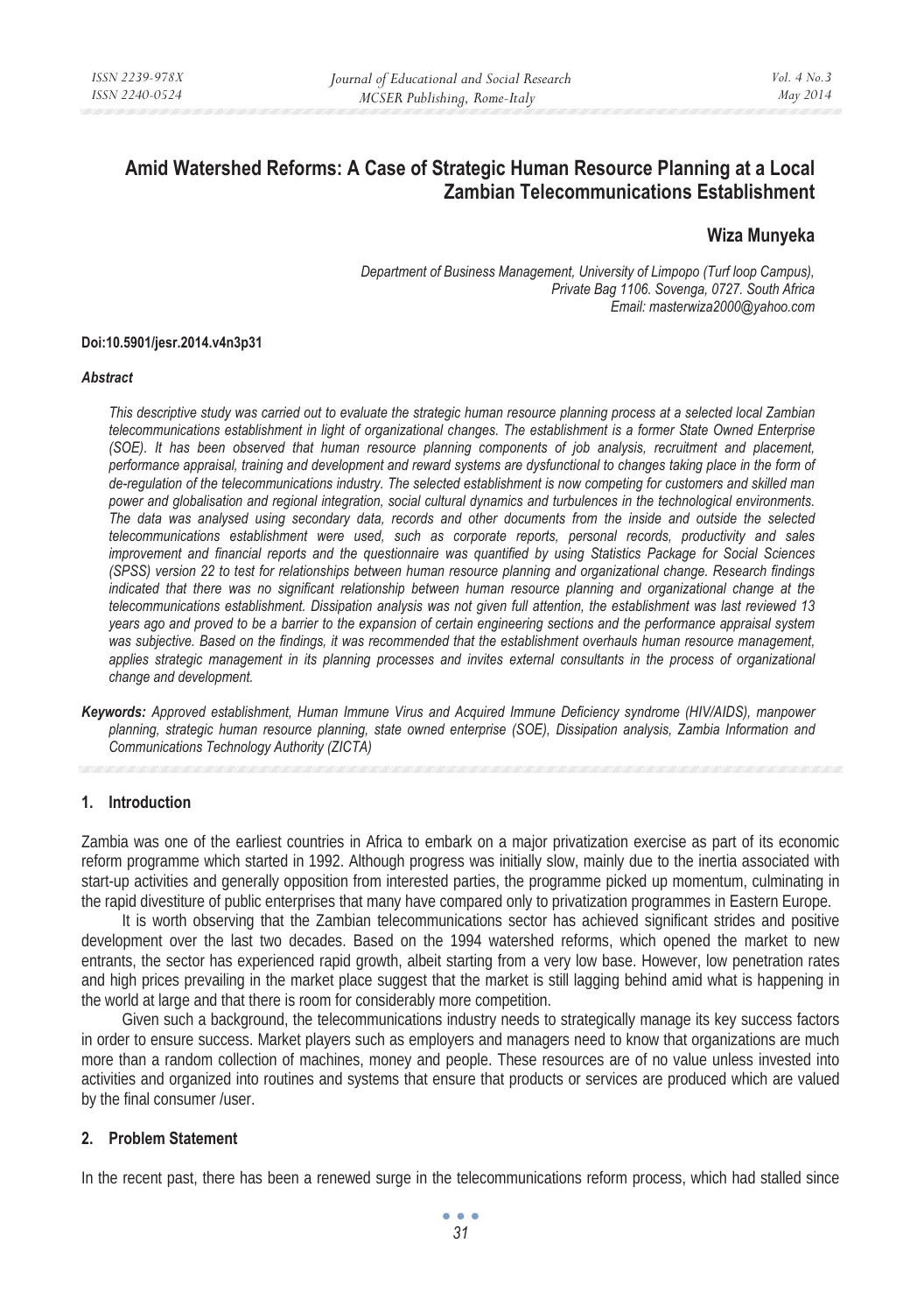# Amid Watershed Reforms: A Case of Strategic Human Resource Planning at a Local Zambian Telecommunications Establishment

**Wiza Munyeka**

*Department of Business Management, University of Limpopo (Turf loop Campus), Private Bag 1106. Sovenga, 0727. South Africa*
*Email: masterwiza2000@yahoo.com*

**Doi:10.5901/jesr.2014.v4n3p31**

***Abstract***

*This descriptive study was carried out to evaluate the strategic human resource planning process at a selected local Zambian telecommunications establishment in light of organizational changes. The establishment is a former State Owned Enterprise (SOE). It has been observed that human resource planning components of job analysis, recruitment and placement, performance appraisal, training and development and reward systems are dysfunctional to changes taking place in the form of de-regulation of the telecommunications industry. The selected establishment is now competing for customers and skilled man power and globalisation and regional integration, social cultural dynamics and turbulences in the technological environments. The data was analysed using secondary data, records and other documents from the inside and outside the selected telecommunications establishment were used, such as corporate reports, personal records, productivity and sales improvement and financial reports and the questionnaire was quantified by using Statistics Package for Social Sciences (SPSS) version 22 to test for relationships between human resource planning and organizational change. Research findings indicated that there was no significant relationship between human resource planning and organizational change at the telecommunications establishment. Dissipation analysis was not given full attention, the establishment was last reviewed 13 years ago and proved to be a barrier to the expansion of certain engineering sections and the performance appraisal system was subjective. Based on the findings, it was recommended that the establishment overhauls human resource management, applies strategic management in its planning processes and invites external consultants in the process of organizational change and development.*

***Keywords:*** *Approved establishment, Human Immune Virus and Acquired Immune Deficiency syndrome (HIV/AIDS), manpower planning, strategic human resource planning, state owned enterprise (SOE), Dissipation analysis, Zambia Information and Communications Technology Authority (ZICTA)*

## 1. Introduction

Zambia was one of the earliest countries in Africa to embark on a major privatization exercise as part of its economic reform programme which started in 1992. Although progress was initially slow, mainly due to the inertia associated with start-up activities and generally opposition from interested parties, the programme picked up momentum, culminating in the rapid divestiture of public enterprises that many have compared only to privatization programmes in Eastern Europe.

It is worth observing that the Zambian telecommunications sector has achieved significant strides and positive development over the last two decades. Based on the 1994 watershed reforms, which opened the market to new entrants, the sector has experienced rapid growth, albeit starting from a very low base. However, low penetration rates and high prices prevailing in the market place suggest that the market is still lagging behind amid what is happening in the world at large and that there is room for considerably more competition.

Given such a background, the telecommunications industry needs to strategically manage its key success factors in order to ensure success. Market players such as employers and managers need to know that organizations are much more than a random collection of machines, money and people. These resources are of no value unless invested into activities and organized into routines and systems that ensure that products or services are produced which are valued by the final consumer /user.

## 2. Problem Statement

In the recent past, there has been a renewed surge in the telecommunications reform process, which had stalled since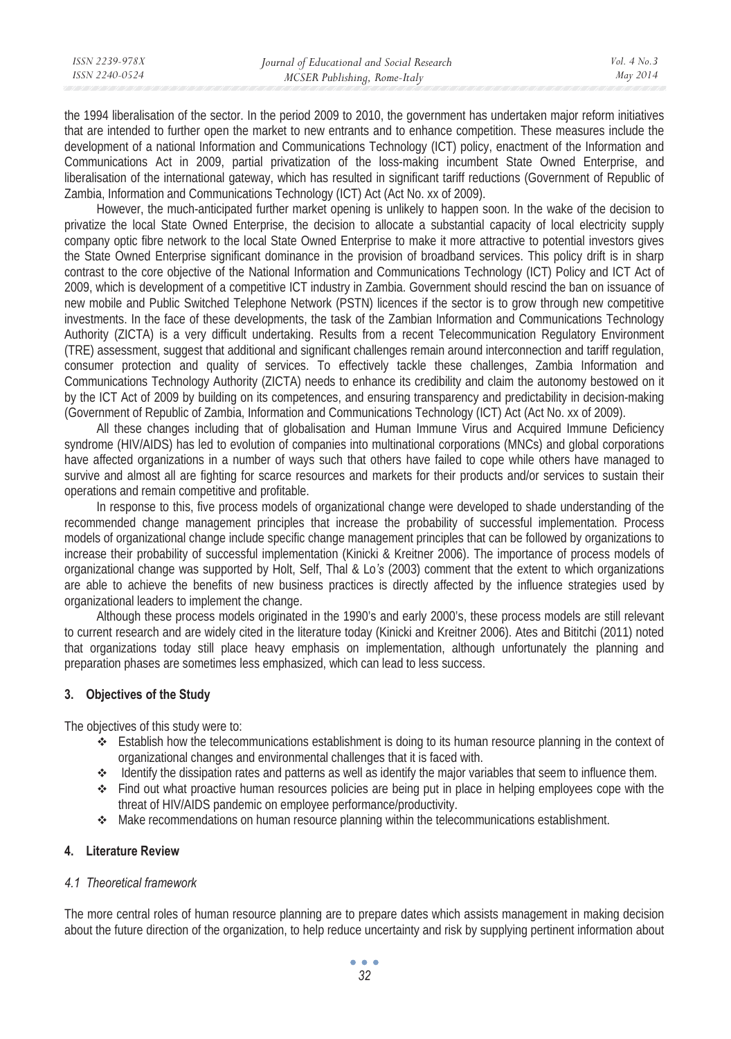the 1994 liberalisation of the sector. In the period 2009 to 2010, the government has undertaken major reform initiatives that are intended to further open the market to new entrants and to enhance competition. These measures include the development of a national Information and Communications Technology (ICT) policy, enactment of the Information and Communications Act in 2009, partial privatization of the loss-making incumbent State Owned Enterprise, and liberalisation of the international gateway, which has resulted in significant tariff reductions (Government of Republic of Zambia, Information and Communications Technology (ICT) Act (Act No. xx of 2009).

However, the much-anticipated further market opening is unlikely to happen soon. In the wake of the decision to privatize the local State Owned Enterprise, the decision to allocate a substantial capacity of local electricity supply company optic fibre network to the local State Owned Enterprise to make it more attractive to potential investors gives the State Owned Enterprise significant dominance in the provision of broadband services. This policy drift is in sharp contrast to the core objective of the National Information and Communications Technology (ICT) Policy and ICT Act of 2009, which is development of a competitive ICT industry in Zambia. Government should rescind the ban on issuance of new mobile and Public Switched Telephone Network (PSTN) licences if the sector is to grow through new competitive investments. In the face of these developments, the task of the Zambian Information and Communications Technology Authority (ZICTA) is a very difficult undertaking. Results from a recent Telecommunication Regulatory Environment (TRE) assessment, suggest that additional and significant challenges remain around interconnection and tariff regulation, consumer protection and quality of services. To effectively tackle these challenges, Zambia Information and Communications Technology Authority (ZICTA) needs to enhance its credibility and claim the autonomy bestowed on it by the ICT Act of 2009 by building on its competences, and ensuring transparency and predictability in decision-making (Government of Republic of Zambia, Information and Communications Technology (ICT) Act (Act No. xx of 2009).

All these changes including that of globalisation and Human Immune Virus and Acquired Immune Deficiency syndrome (HIV/AIDS) has led to evolution of companies into multinational corporations (MNCs) and global corporations have affected organizations in a number of ways such that others have failed to cope while others have managed to survive and almost all are fighting for scarce resources and markets for their products and/or services to sustain their operations and remain competitive and profitable.

In response to this, five process models of organizational change were developed to shade understanding of the recommended change management principles that increase the probability of successful implementation. Process models of organizational change include specific change management principles that can be followed by organizations to increase their probability of successful implementation (Kinicki & Kreitner 2006). The importance of process models of organizational change was supported by Holt, Self, Thal & Lo*'s* (2003) comment that the extent to which organizations are able to achieve the benefits of new business practices is directly affected by the influence strategies used by organizational leaders to implement the change.

Although these process models originated in the 1990's and early 2000's, these process models are still relevant to current research and are widely cited in the literature today (Kinicki and Kreitner 2006). Ates and Bititchi (2011) noted that organizations today still place heavy emphasis on implementation, although unfortunately the planning and preparation phases are sometimes less emphasized, which can lead to less success.

## 3. Objectives of the Study

The objectives of this study were to:

- Establish how the telecommunications establishment is doing to its human resource planning in the context of organizational changes and environmental challenges that it is faced with.
- Identify the dissipation rates and patterns as well as identify the major variables that seem to influence them.
- Find out what proactive human resources policies are being put in place in helping employees cope with the threat of HIV/AIDS pandemic on employee performance/productivity.
- Make recommendations on human resource planning within the telecommunications establishment.

## 4. Literature Review

### *4.1 Theoretical framework*

The more central roles of human resource planning are to prepare dates which assists management in making decision about the future direction of the organization, to help reduce uncertainty and risk by supplying pertinent information about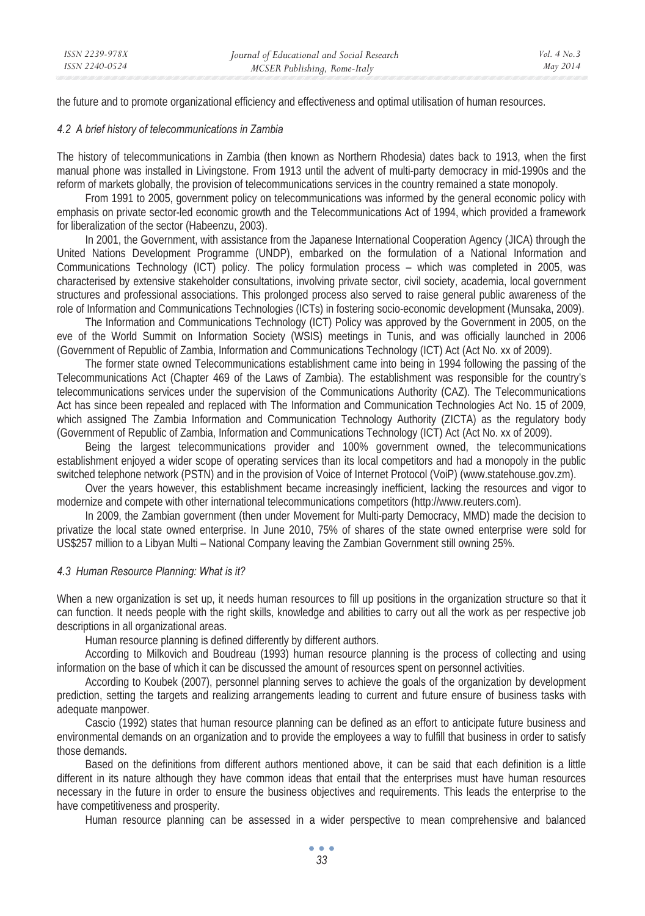the future and to promote organizational efficiency and effectiveness and optimal utilisation of human resources.

### *4.2 A brief history of telecommunications in Zambia*

The history of telecommunications in Zambia (then known as Northern Rhodesia) dates back to 1913, when the first manual phone was installed in Livingstone. From 1913 until the advent of multi-party democracy in mid-1990s and the reform of markets globally, the provision of telecommunications services in the country remained a state monopoly.

From 1991 to 2005, government policy on telecommunications was informed by the general economic policy with emphasis on private sector-led economic growth and the Telecommunications Act of 1994, which provided a framework for liberalization of the sector (Habeenzu, 2003).

In 2001, the Government, with assistance from the Japanese International Cooperation Agency (JICA) through the United Nations Development Programme (UNDP), embarked on the formulation of a National Information and Communications Technology (ICT) policy. The policy formulation process – which was completed in 2005, was characterised by extensive stakeholder consultations, involving private sector, civil society, academia, local government structures and professional associations. This prolonged process also served to raise general public awareness of the role of Information and Communications Technologies (ICTs) in fostering socio-economic development (Munsaka, 2009).

The Information and Communications Technology (ICT) Policy was approved by the Government in 2005, on the eve of the World Summit on Information Society (WSIS) meetings in Tunis, and was officially launched in 2006 (Government of Republic of Zambia, Information and Communications Technology (ICT) Act (Act No. xx of 2009).

The former state owned Telecommunications establishment came into being in 1994 following the passing of the Telecommunications Act (Chapter 469 of the Laws of Zambia). The establishment was responsible for the country's telecommunications services under the supervision of the Communications Authority (CAZ). The Telecommunications Act has since been repealed and replaced with The Information and Communication Technologies Act No. 15 of 2009, which assigned The Zambia Information and Communication Technology Authority (ZICTA) as the regulatory body (Government of Republic of Zambia, Information and Communications Technology (ICT) Act (Act No. xx of 2009).

Being the largest telecommunications provider and 100% government owned, the telecommunications establishment enjoyed a wider scope of operating services than its local competitors and had a monopoly in the public switched telephone network (PSTN) and in the provision of Voice of Internet Protocol (VoiP) (www.statehouse.gov.zm).

Over the years however, this establishment became increasingly inefficient, lacking the resources and vigor to modernize and compete with other international telecommunications competitors (http://www.reuters.com).

In 2009, the Zambian government (then under Movement for Multi-party Democracy, MMD) made the decision to privatize the local state owned enterprise. In June 2010, 75% of shares of the state owned enterprise were sold for US$257 million to a Libyan Multi – National Company leaving the Zambian Government still owning 25%.

### *4.3 Human Resource Planning: What is it?*

When a new organization is set up, it needs human resources to fill up positions in the organization structure so that it can function. It needs people with the right skills, knowledge and abilities to carry out all the work as per respective job descriptions in all organizational areas.

Human resource planning is defined differently by different authors.

According to Milkovich and Boudreau (1993) human resource planning is the process of collecting and using information on the base of which it can be discussed the amount of resources spent on personnel activities.

According to Koubek (2007), personnel planning serves to achieve the goals of the organization by development prediction, setting the targets and realizing arrangements leading to current and future ensure of business tasks with adequate manpower.

Cascio (1992) states that human resource planning can be defined as an effort to anticipate future business and environmental demands on an organization and to provide the employees a way to fulfill that business in order to satisfy those demands.

Based on the definitions from different authors mentioned above, it can be said that each definition is a little different in its nature although they have common ideas that entail that the enterprises must have human resources necessary in the future in order to ensure the business objectives and requirements. This leads the enterprise to the have competitiveness and prosperity.

Human resource planning can be assessed in a wider perspective to mean comprehensive and balanced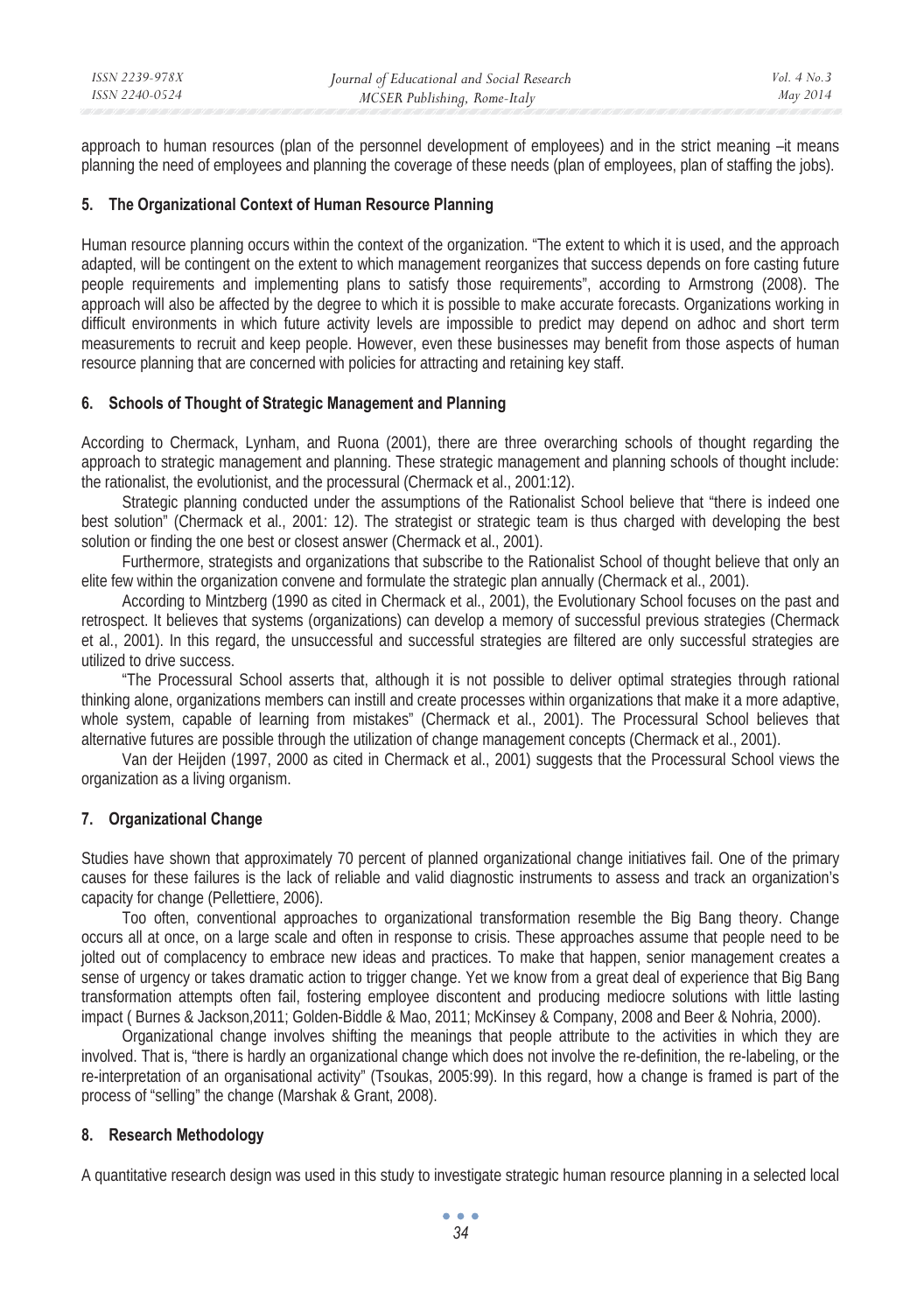approach to human resources (plan of the personnel development of employees) and in the strict meaning –it means planning the need of employees and planning the coverage of these needs (plan of employees, plan of staffing the jobs).

## 5. The Organizational Context of Human Resource Planning

Human resource planning occurs within the context of the organization. "The extent to which it is used, and the approach adapted, will be contingent on the extent to which management reorganizes that success depends on fore casting future people requirements and implementing plans to satisfy those requirements", according to Armstrong (2008). The approach will also be affected by the degree to which it is possible to make accurate forecasts. Organizations working in difficult environments in which future activity levels are impossible to predict may depend on adhoc and short term measurements to recruit and keep people. However, even these businesses may benefit from those aspects of human resource planning that are concerned with policies for attracting and retaining key staff.

## 6. Schools of Thought of Strategic Management and Planning

According to Chermack, Lynham, and Ruona (2001), there are three overarching schools of thought regarding the approach to strategic management and planning. These strategic management and planning schools of thought include: the rationalist, the evolutionist, and the processural (Chermack et al., 2001:12).

Strategic planning conducted under the assumptions of the Rationalist School believe that "there is indeed one best solution" (Chermack et al., 2001: 12). The strategist or strategic team is thus charged with developing the best solution or finding the one best or closest answer (Chermack et al., 2001).

Furthermore, strategists and organizations that subscribe to the Rationalist School of thought believe that only an elite few within the organization convene and formulate the strategic plan annually (Chermack et al., 2001).

According to Mintzberg (1990 as cited in Chermack et al., 2001), the Evolutionary School focuses on the past and retrospect. It believes that systems (organizations) can develop a memory of successful previous strategies (Chermack et al., 2001). In this regard, the unsuccessful and successful strategies are filtered are only successful strategies are utilized to drive success.

"The Processural School asserts that, although it is not possible to deliver optimal strategies through rational thinking alone, organizations members can instill and create processes within organizations that make it a more adaptive, whole system, capable of learning from mistakes" (Chermack et al., 2001). The Processural School believes that alternative futures are possible through the utilization of change management concepts (Chermack et al., 2001).

Van der Heijden (1997, 2000 as cited in Chermack et al., 2001) suggests that the Processural School views the organization as a living organism.

## 7. Organizational Change

Studies have shown that approximately 70 percent of planned organizational change initiatives fail. One of the primary causes for these failures is the lack of reliable and valid diagnostic instruments to assess and track an organization's capacity for change (Pellettiere, 2006).

Too often, conventional approaches to organizational transformation resemble the Big Bang theory. Change occurs all at once, on a large scale and often in response to crisis. These approaches assume that people need to be jolted out of complacency to embrace new ideas and practices. To make that happen, senior management creates a sense of urgency or takes dramatic action to trigger change. Yet we know from a great deal of experience that Big Bang transformation attempts often fail, fostering employee discontent and producing mediocre solutions with little lasting impact ( Burnes & Jackson,2011; Golden-Biddle & Mao, 2011; McKinsey & Company, 2008 and Beer & Nohria, 2000).

Organizational change involves shifting the meanings that people attribute to the activities in which they are involved. That is, "there is hardly an organizational change which does not involve the re-definition, the re-labeling, or the re-interpretation of an organisational activity" (Tsoukas, 2005:99). In this regard, how a change is framed is part of the process of "selling" the change (Marshak & Grant, 2008).

## 8. Research Methodology

A quantitative research design was used in this study to investigate strategic human resource planning in a selected local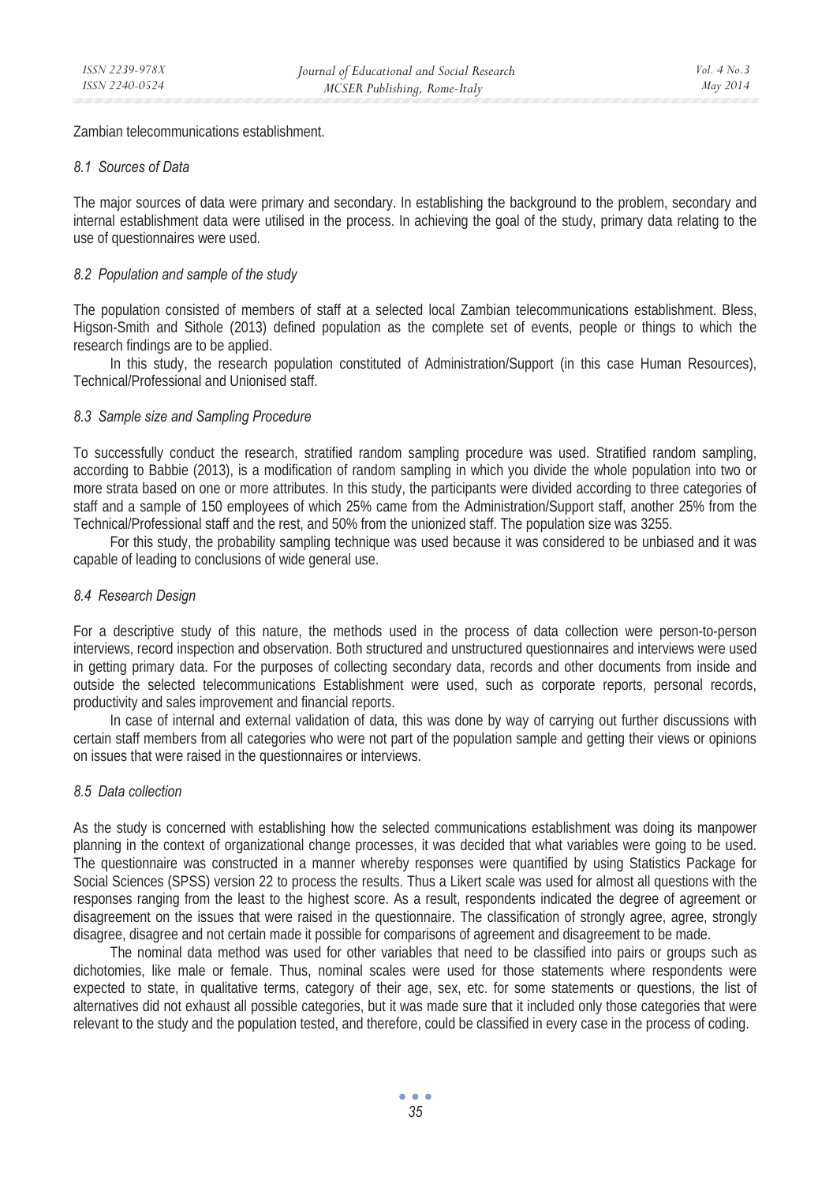Zambian telecommunications establishment.

### *8.1 Sources of Data*

The major sources of data were primary and secondary. In establishing the background to the problem, secondary and internal establishment data were utilised in the process. In achieving the goal of the study, primary data relating to the use of questionnaires were used.

### *8.2 Population and sample of the study*

The population consisted of members of staff at a selected local Zambian telecommunications establishment. Bless, Higson-Smith and Sithole (2013) defined population as the complete set of events, people or things to which the research findings are to be applied.

In this study, the research population constituted of Administration/Support (in this case Human Resources), Technical/Professional and Unionised staff.

### *8.3 Sample size and Sampling Procedure*

To successfully conduct the research, stratified random sampling procedure was used. Stratified random sampling, according to Babbie (2013), is a modification of random sampling in which you divide the whole population into two or more strata based on one or more attributes. In this study, the participants were divided according to three categories of staff and a sample of 150 employees of which 25% came from the Administration/Support staff, another 25% from the Technical/Professional staff and the rest, and 50% from the unionized staff. The population size was 3255.

For this study, the probability sampling technique was used because it was considered to be unbiased and it was capable of leading to conclusions of wide general use.

### *8.4 Research Design*

For a descriptive study of this nature, the methods used in the process of data collection were person-to-person interviews, record inspection and observation. Both structured and unstructured questionnaires and interviews were used in getting primary data. For the purposes of collecting secondary data, records and other documents from inside and outside the selected telecommunications Establishment were used, such as corporate reports, personal records, productivity and sales improvement and financial reports.

In case of internal and external validation of data, this was done by way of carrying out further discussions with certain staff members from all categories who were not part of the population sample and getting their views or opinions on issues that were raised in the questionnaires or interviews.

### *8.5 Data collection*

As the study is concerned with establishing how the selected communications establishment was doing its manpower planning in the context of organizational change processes, it was decided that what variables were going to be used. The questionnaire was constructed in a manner whereby responses were quantified by using Statistics Package for Social Sciences (SPSS) version 22 to process the results. Thus a Likert scale was used for almost all questions with the responses ranging from the least to the highest score. As a result, respondents indicated the degree of agreement or disagreement on the issues that were raised in the questionnaire. The classification of strongly agree, agree, strongly disagree, disagree and not certain made it possible for comparisons of agreement and disagreement to be made.

The nominal data method was used for other variables that need to be classified into pairs or groups such as dichotomies, like male or female. Thus, nominal scales were used for those statements where respondents were expected to state, in qualitative terms, category of their age, sex, etc. for some statements or questions, the list of alternatives did not exhaust all possible categories, but it was made sure that it included only those categories that were relevant to the study and the population tested, and therefore, could be classified in every case in the process of coding.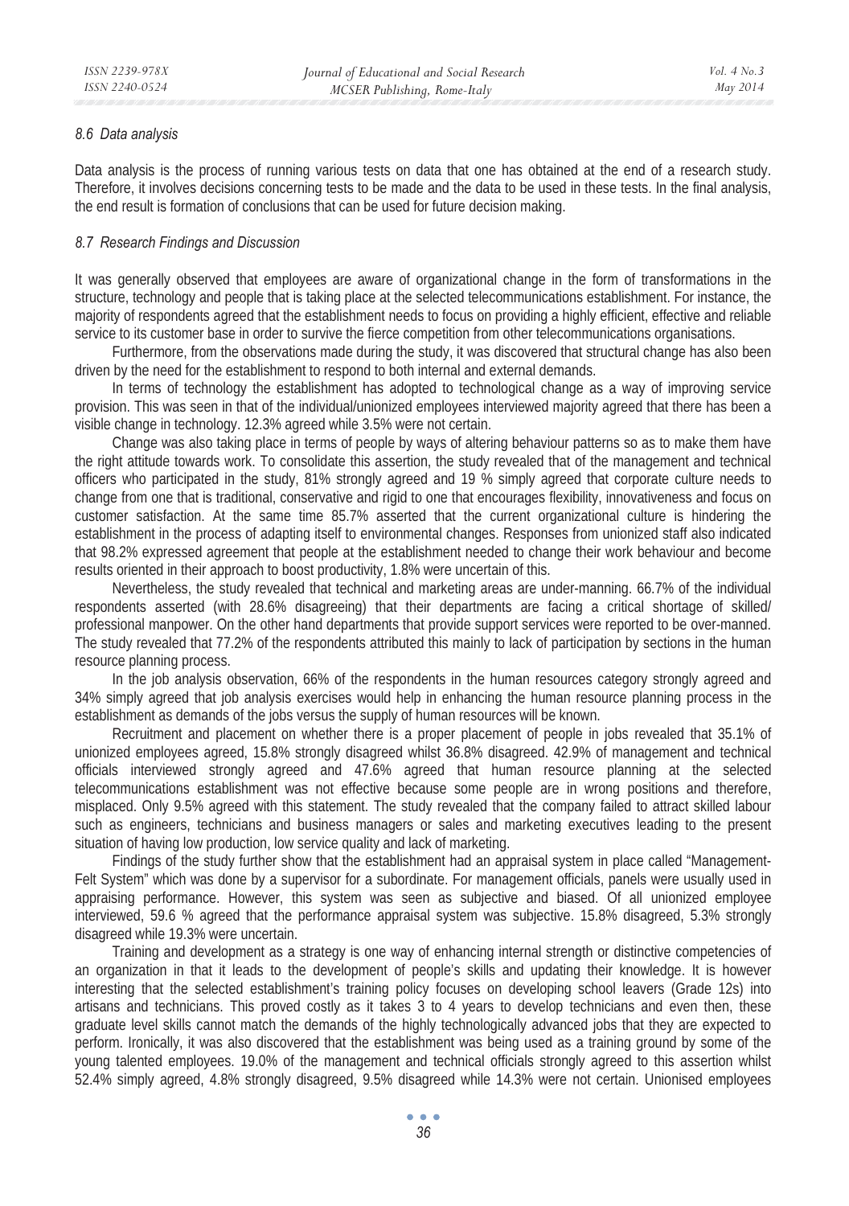### *8.6 Data analysis*

Data analysis is the process of running various tests on data that one has obtained at the end of a research study. Therefore, it involves decisions concerning tests to be made and the data to be used in these tests. In the final analysis, the end result is formation of conclusions that can be used for future decision making.

### *8.7 Research Findings and Discussion*

It was generally observed that employees are aware of organizational change in the form of transformations in the structure, technology and people that is taking place at the selected telecommunications establishment. For instance, the majority of respondents agreed that the establishment needs to focus on providing a highly efficient, effective and reliable service to its customer base in order to survive the fierce competition from other telecommunications organisations.

Furthermore, from the observations made during the study, it was discovered that structural change has also been driven by the need for the establishment to respond to both internal and external demands.

In terms of technology the establishment has adopted to technological change as a way of improving service provision. This was seen in that of the individual/unionized employees interviewed majority agreed that there has been a visible change in technology. 12.3% agreed while 3.5% were not certain.

Change was also taking place in terms of people by ways of altering behaviour patterns so as to make them have the right attitude towards work. To consolidate this assertion, the study revealed that of the management and technical officers who participated in the study, 81% strongly agreed and 19 % simply agreed that corporate culture needs to change from one that is traditional, conservative and rigid to one that encourages flexibility, innovativeness and focus on customer satisfaction. At the same time 85.7% asserted that the current organizational culture is hindering the establishment in the process of adapting itself to environmental changes. Responses from unionized staff also indicated that 98.2% expressed agreement that people at the establishment needed to change their work behaviour and become results oriented in their approach to boost productivity, 1.8% were uncertain of this.

Nevertheless, the study revealed that technical and marketing areas are under-manning. 66.7% of the individual respondents asserted (with 28.6% disagreeing) that their departments are facing a critical shortage of skilled/ professional manpower. On the other hand departments that provide support services were reported to be over-manned. The study revealed that 77.2% of the respondents attributed this mainly to lack of participation by sections in the human resource planning process.

In the job analysis observation, 66% of the respondents in the human resources category strongly agreed and 34% simply agreed that job analysis exercises would help in enhancing the human resource planning process in the establishment as demands of the jobs versus the supply of human resources will be known.

Recruitment and placement on whether there is a proper placement of people in jobs revealed that 35.1% of unionized employees agreed, 15.8% strongly disagreed whilst 36.8% disagreed. 42.9% of management and technical officials interviewed strongly agreed and 47.6% agreed that human resource planning at the selected telecommunications establishment was not effective because some people are in wrong positions and therefore, misplaced. Only 9.5% agreed with this statement. The study revealed that the company failed to attract skilled labour such as engineers, technicians and business managers or sales and marketing executives leading to the present situation of having low production, low service quality and lack of marketing.

Findings of the study further show that the establishment had an appraisal system in place called "Management-Felt System" which was done by a supervisor for a subordinate. For management officials, panels were usually used in appraising performance. However, this system was seen as subjective and biased. Of all unionized employee interviewed, 59.6 % agreed that the performance appraisal system was subjective. 15.8% disagreed, 5.3% strongly disagreed while 19.3% were uncertain.

Training and development as a strategy is one way of enhancing internal strength or distinctive competencies of an organization in that it leads to the development of people's skills and updating their knowledge. It is however interesting that the selected establishment's training policy focuses on developing school leavers (Grade 12s) into artisans and technicians. This proved costly as it takes 3 to 4 years to develop technicians and even then, these graduate level skills cannot match the demands of the highly technologically advanced jobs that they are expected to perform. Ironically, it was also discovered that the establishment was being used as a training ground by some of the young talented employees. 19.0% of the management and technical officials strongly agreed to this assertion whilst 52.4% simply agreed, 4.8% strongly disagreed, 9.5% disagreed while 14.3% were not certain. Unionised employees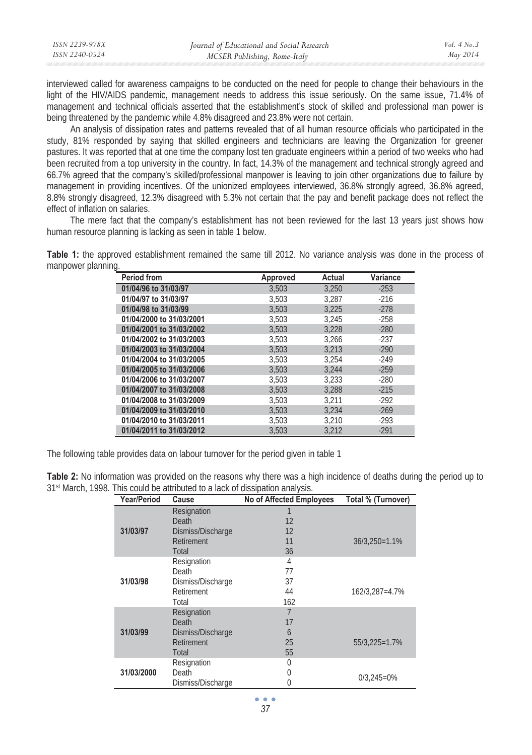interviewed called for awareness campaigns to be conducted on the need for people to change their behaviours in the light of the HIV/AIDS pandemic, management needs to address this issue seriously. On the same issue, 71.4% of management and technical officials asserted that the establishment's stock of skilled and professional man power is being threatened by the pandemic while 4.8% disagreed and 23.8% were not certain.

An analysis of dissipation rates and patterns revealed that of all human resource officials who participated in the study, 81% responded by saying that skilled engineers and technicians are leaving the Organization for greener pastures. It was reported that at one time the company lost ten graduate engineers within a period of two weeks who had been recruited from a top university in the country. In fact, 14.3% of the management and technical strongly agreed and 66.7% agreed that the company's skilled/professional manpower is leaving to join other organizations due to failure by management in providing incentives. Of the unionized employees interviewed, 36.8% strongly agreed, 36.8% agreed, 8.8% strongly disagreed, 12.3% disagreed with 5.3% not certain that the pay and benefit package does not reflect the effect of inflation on salaries.

The mere fact that the company's establishment has not been reviewed for the last 13 years just shows how human resource planning is lacking as seen in table 1 below.

**Table 1:** the approved establishment remained the same till 2012. No variance analysis was done in the process of manpower planning.

| Period from | Approved | Actual | Variance |
|---|---|---|---|
| 01/04/96 to 31/03/97 | 3,503 | 3,250 | -253 |
| 01/04/97 to 31/03/97 | 3,503 | 3,287 | -216 |
| 01/04/98 to 31/03/99 | 3,503 | 3,225 | -278 |
| 01/04/2000 to 31/03/2001 | 3,503 | 3,245 | -258 |
| 01/04/2001 to 31/03/2002 | 3,503 | 3,228 | -280 |
| 01/04/2002 to 31/03/2003 | 3,503 | 3,266 | -237 |
| 01/04/2003 to 31/03/2004 | 3,503 | 3,213 | -290 |
| 01/04/2004 to 31/03/2005 | 3,503 | 3,254 | -249 |
| 01/04/2005 to 31/03/2006 | 3,503 | 3,244 | -259 |
| 01/04/2006 to 31/03/2007 | 3,503 | 3,233 | -280 |
| 01/04/2007 to 31/03/2008 | 3,503 | 3,288 | -215 |
| 01/04/2008 to 31/03/2009 | 3,503 | 3,211 | -292 |
| 01/04/2009 to 31/03/2010 | 3,503 | 3,234 | -269 |
| 01/04/2010 to 31/03/2011 | 3,503 | 3,210 | -293 |
| 01/04/2011 to 31/03/2012 | 3,503 | 3,212 | -291 |

The following table provides data on labour turnover for the period given in table 1

**Table 2:** No information was provided on the reasons why there was a high incidence of deaths during the period up to 31st March, 1998. This could be attributed to a lack of dissipation analysis.

| Year/Period | Cause | No of Affected Employees | Total % (Turnover) |
|---|---|---|---|
| 31/03/97 | Resignation | 1 | |
| | Death | 12 | |
| | Dismiss/Discharge | 12 | |
| | Retirement | 11 | 36/3,250=1.1% |
| | Total | 36 | |
| 31/03/98 | Resignation | 4 | |
| | Death | 77 | |
| | Dismiss/Discharge | 37 | |
| | Retirement | 44 | 162/3,287=4.7% |
| | Total | 162 | |
| 31/03/99 | Resignation | 7 | |
| | Death | 17 | |
| | Dismiss/Discharge | 6 | |
| | Retirement | 25 | 55/3,225=1.7% |
| | Total | 55 | |
| 31/03/2000 | Resignation | 0 | |
| | Death | 0 | 0/3,245=0% |
| | Dismiss/Discharge | 0 | |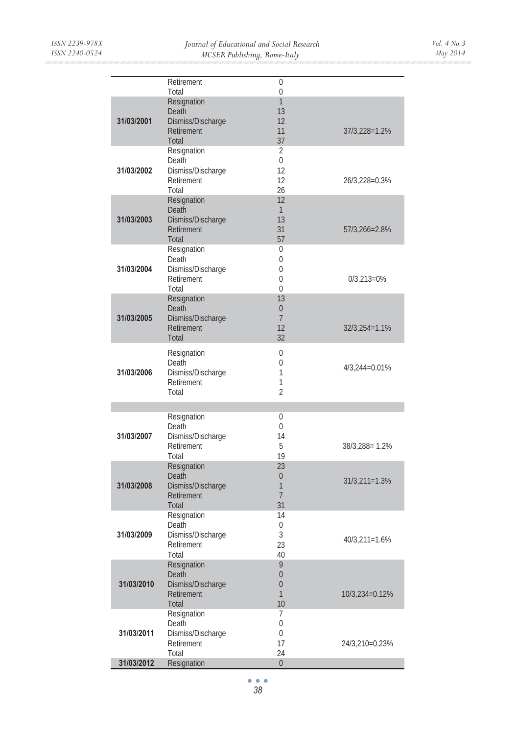| | | | |
|---|---|---|---|
| | Retirement | 0 | |
| | Total | 0 | |
| 31/03/2001 | Resignation | 1 | |
| | Death | 13 | |
| | Dismiss/Discharge | 12 | |
| | Retirement | 11 | 37/3,228=1.2% |
| | Total | 37 | |
| 31/03/2002 | Resignation | 2 | |
| | Death | 0 | |
| | Dismiss/Discharge | 12 | |
| | Retirement | 12 | 26/3,228=0.3% |
| | Total | 26 | |
| 31/03/2003 | Resignation | 12 | |
| | Death | 1 | |
| | Dismiss/Discharge | 13 | |
| | Retirement | 31 | 57/3,266=2.8% |
| | Total | 57 | |
| 31/03/2004 | Resignation | 0 | |
| | Death | 0 | |
| | Dismiss/Discharge | 0 | |
| | Retirement | 0 | 0/3,213=0% |
| | Total | 0 | |
| 31/03/2005 | Resignation | 13 | |
| | Death | 0 | |
| | Dismiss/Discharge | 7 | |
| | Retirement | 12 | 32/3,254=1.1% |
| | Total | 32 | |
| 31/03/2006 | Resignation | 0 | |
| | Death | 0 | 4/3,244=0.01% |
| | Dismiss/Discharge | 1 | |
| | Retirement | 1 | |
| | Total | 2 | |
| | | | |
| 31/03/2007 | Resignation | 0 | |
| | Death | 0 | |
| | Dismiss/Discharge | 14 | |
| | Retirement | 5 | 38/3,288= 1.2% |
| | Total | 19 | |
| 31/03/2008 | Resignation | 23 | |
| | Death | 0 | 31/3,211=1.3% |
| | Dismiss/Discharge | 1 | |
| | Retirement | 7 | |
| | Total | 31 | |
| 31/03/2009 | Resignation | 14 | |
| | Death | 0 | |
| | Dismiss/Discharge | 3 | 40/3,211=1.6% |
| | Retirement | 23 | |
| | Total | 40 | |
| 31/03/2010 | Resignation | 9 | |
| | Death | 0 | |
| | Dismiss/Discharge | 0 | |
| | Retirement | 1 | 10/3,234=0.12% |
| | Total | 10 | |
| 31/03/2011 | Resignation | 7 | |
| | Death | 0 | |
| | Dismiss/Discharge | 0 | |
| | Retirement | 17 | 24/3,210=0.23% |
| | Total | 24 | |
| 31/03/2012 | Resignation | 0 | |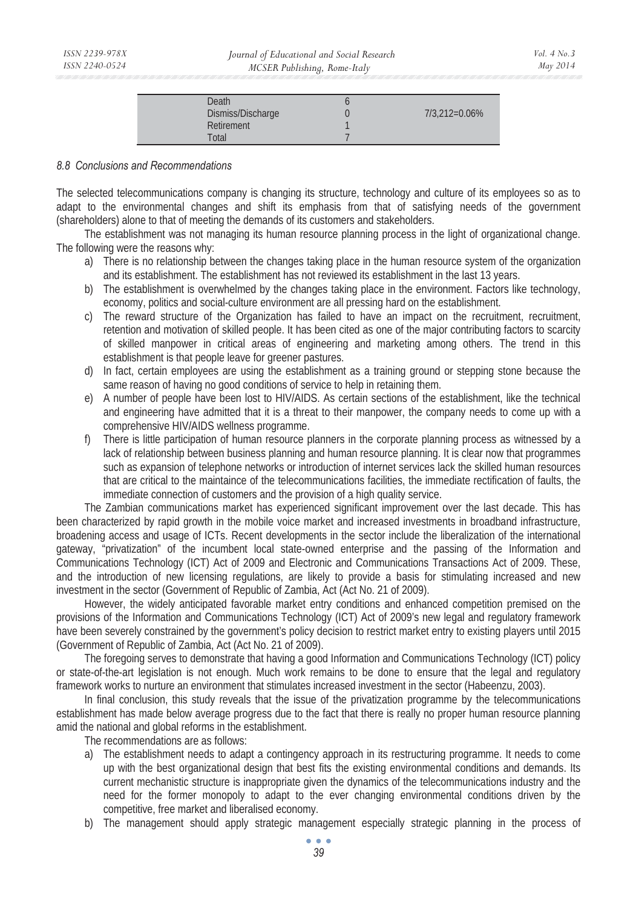| | | |
|---|---|---|
| Death | 6 | |
| Dismiss/Discharge | 0 | 7/3,212=0.06% |
| Retirement | 1 | |
| Total | 7 | |

### *8.8 Conclusions and Recommendations*

The selected telecommunications company is changing its structure, technology and culture of its employees so as to adapt to the environmental changes and shift its emphasis from that of satisfying needs of the government (shareholders) alone to that of meeting the demands of its customers and stakeholders.

The establishment was not managing its human resource planning process in the light of organizational change. The following were the reasons why:

a) There is no relationship between the changes taking place in the human resource system of the organization and its establishment. The establishment has not reviewed its establishment in the last 13 years.
b) The establishment is overwhelmed by the changes taking place in the environment. Factors like technology, economy, politics and social-culture environment are all pressing hard on the establishment.
c) The reward structure of the Organization has failed to have an impact on the recruitment, recruitment, retention and motivation of skilled people. It has been cited as one of the major contributing factors to scarcity of skilled manpower in critical areas of engineering and marketing among others. The trend in this establishment is that people leave for greener pastures.
d) In fact, certain employees are using the establishment as a training ground or stepping stone because the same reason of having no good conditions of service to help in retaining them.
e) A number of people have been lost to HIV/AIDS. As certain sections of the establishment, like the technical and engineering have admitted that it is a threat to their manpower, the company needs to come up with a comprehensive HIV/AIDS wellness programme.
f) There is little participation of human resource planners in the corporate planning process as witnessed by a lack of relationship between business planning and human resource planning. It is clear now that programmes such as expansion of telephone networks or introduction of internet services lack the skilled human resources that are critical to the maintaince of the telecommunications facilities, the immediate rectification of faults, the immediate connection of customers and the provision of a high quality service.

The Zambian communications market has experienced significant improvement over the last decade. This has been characterized by rapid growth in the mobile voice market and increased investments in broadband infrastructure, broadening access and usage of ICTs. Recent developments in the sector include the liberalization of the international gateway, "privatization" of the incumbent local state-owned enterprise and the passing of the Information and Communications Technology (ICT) Act of 2009 and Electronic and Communications Transactions Act of 2009. These, and the introduction of new licensing regulations, are likely to provide a basis for stimulating increased and new investment in the sector (Government of Republic of Zambia, Act (Act No. 21 of 2009).

However, the widely anticipated favorable market entry conditions and enhanced competition premised on the provisions of the Information and Communications Technology (ICT) Act of 2009's new legal and regulatory framework have been severely constrained by the government's policy decision to restrict market entry to existing players until 2015 (Government of Republic of Zambia, Act (Act No. 21 of 2009).

The foregoing serves to demonstrate that having a good Information and Communications Technology (ICT) policy or state-of-the-art legislation is not enough. Much work remains to be done to ensure that the legal and regulatory framework works to nurture an environment that stimulates increased investment in the sector (Habeenzu, 2003).

In final conclusion, this study reveals that the issue of the privatization programme by the telecommunications establishment has made below average progress due to the fact that there is really no proper human resource planning amid the national and global reforms in the establishment.

The recommendations are as follows:

a) The establishment needs to adapt a contingency approach in its restructuring programme. It needs to come up with the best organizational design that best fits the existing environmental conditions and demands. Its current mechanistic structure is inappropriate given the dynamics of the telecommunications industry and the need for the former monopoly to adapt to the ever changing environmental conditions driven by the competitive, free market and liberalised economy.
b) The management should apply strategic management especially strategic planning in the process of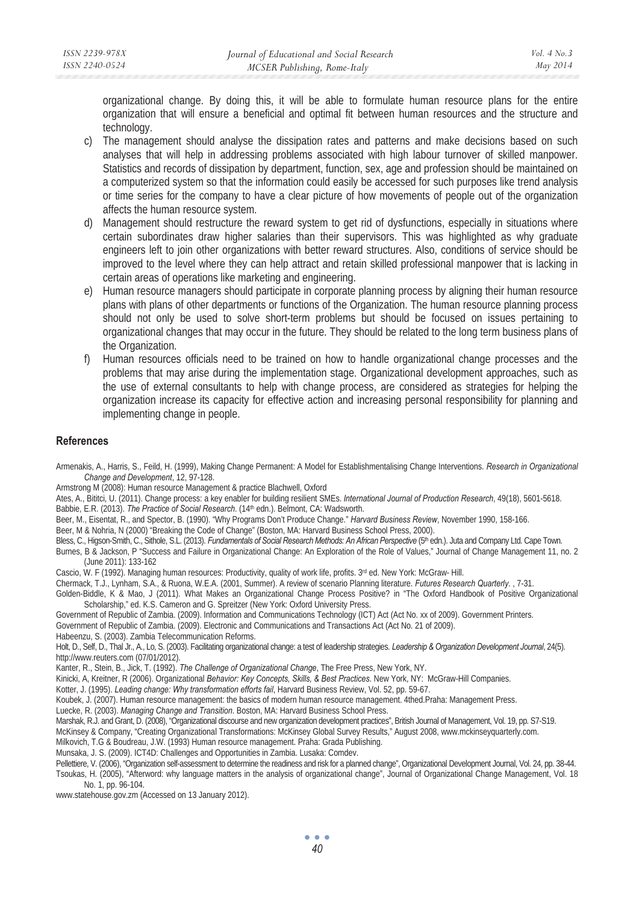organizational change. By doing this, it will be able to formulate human resource plans for the entire organization that will ensure a beneficial and optimal fit between human resources and the structure and technology.

c) The management should analyse the dissipation rates and patterns and make decisions based on such analyses that will help in addressing problems associated with high labour turnover of skilled manpower. Statistics and records of dissipation by department, function, sex, age and profession should be maintained on a computerized system so that the information could easily be accessed for such purposes like trend analysis or time series for the company to have a clear picture of how movements of people out of the organization affects the human resource system.
d) Management should restructure the reward system to get rid of dysfunctions, especially in situations where certain subordinates draw higher salaries than their supervisors. This was highlighted as why graduate engineers left to join other organizations with better reward structures. Also, conditions of service should be improved to the level where they can help attract and retain skilled professional manpower that is lacking in certain areas of operations like marketing and engineering.
e) Human resource managers should participate in corporate planning process by aligning their human resource plans with plans of other departments or functions of the Organization. The human resource planning process should not only be used to solve short-term problems but should be focused on issues pertaining to organizational changes that may occur in the future. They should be related to the long term business plans of the Organization.
f) Human resources officials need to be trained on how to handle organizational change processes and the problems that may arise during the implementation stage. Organizational development approaches, such as the use of external consultants to help with change process, are considered as strategies for helping the organization increase its capacity for effective action and increasing personal responsibility for planning and implementing change in people.

## References

Armenakis, A., Harris, S., Feild, H. (1999), Making Change Permanent: A Model for Establishmentalising Change Interventions. *Research in Organizational Change and Development*, 12, 97-128.

Armstrong M (2008): Human resource Management & practice Blachwell, Oxford

Ates, A., Bititci, U. (2011). Change process: a key enabler for building resilient SMEs. *International Journal of Production Research*, 49(18), 5601-5618.

Babbie, E.R. (2013). *The Practice of Social Research*. (14th edn.). Belmont, CA: Wadsworth.

Beer, M., Eisentat, R., and Spector, B. (1990). "Why Programs Don't Produce Change." *Harvard Business Review*, November 1990, 158-166.

Beer, M & Nohria, N (2000) "Breaking the Code of Change" (Boston, MA: Harvard Business School Press, 2000).

Bless, C., Higson-Smith, C., Sithole, S.L. (2013). *Fundamentals of Social Research Methods: An African Perspective* (5th edn.). Juta and Company Ltd. Cape Town.

Burnes, B & Jackson, P "Success and Failure in Organizational Change: An Exploration of the Role of Values," Journal of Change Management 11, no. 2 (June 2011): 133-162

Cascio, W. F (1992). Managing human resources: Productivity, quality of work life, profits. 3rd ed. New York: McGraw- Hill.

Chermack, T.J., Lynham, S.A., & Ruona, W.E.A. (2001, Summer). A review of scenario Planning literature. *Futures Research Quarterly*. , 7-31.

Golden-Biddle, K & Mao, J (2011). What Makes an Organizational Change Process Positive? in "The Oxford Handbook of Positive Organizational Scholarship," ed. K.S. Cameron and G. Spreitzer (New York: Oxford University Press.

Government of Republic of Zambia. (2009). Information and Communications Technology (ICT) Act (Act No. xx of 2009). Government Printers.

Government of Republic of Zambia. (2009). Electronic and Communications and Transactions Act (Act No. 21 of 2009).

Habeenzu, S. (2003). Zambia Telecommunication Reforms.

Holt, D., Self, D., Thal Jr., A., Lo, S. (2003). Facilitating organizational change: a test of leadership strategies. *Leadership & Organization Development Journal*, 24(5).

http://www.reuters.com (07/01/2012).

Kanter, R., Stein, B., Jick, T. (1992). *The Challenge of Organizational Change*, The Free Press, New York, NY.

Kinicki, A, Kreitner, R (2006). Organizational *Behavior: Key Concepts, Skills, & Best Practices*. New York, NY: McGraw-Hill Companies.

Kotter, J. (1995). *Leading change: Why transformation efforts fail*, Harvard Business Review, Vol. 52, pp. 59-67.

Koubek, J. (2007). Human resource management: the basics of modern human resource management. 4thed.Praha: Management Press.

Luecke, R. (2003). *Managing Change and Transition*. Boston, MA: Harvard Business School Press.

Marshak, R.J. and Grant, D. (2008), "Organizational discourse and new organization development practices", British Journal of Management, Vol. 19, pp. S7-S19.

McKinsey & Company, "Creating Organizational Transformations: McKinsey Global Survey Results," August 2008, www.mckinseyquarterly.com.

Milkovich, T.G & Boudreau, J.W. (1993) Human resource management. Praha: Grada Publishing.

Munsaka, J. S. (2009). ICT4D: Challenges and Opportunities in Zambia. Lusaka: Comdev.

Pellettiere, V. (2006), "Organization self-assessment to determine the readiness and risk for a planned change", Organizational Development Journal, Vol. 24, pp. 38-44.

Tsoukas, H. (2005), "Afterword: why language matters in the analysis of organizational change", Journal of Organizational Change Management, Vol. 18 No. 1, pp. 96-104.

www.statehouse.gov.zm (Accessed on 13 January 2012).